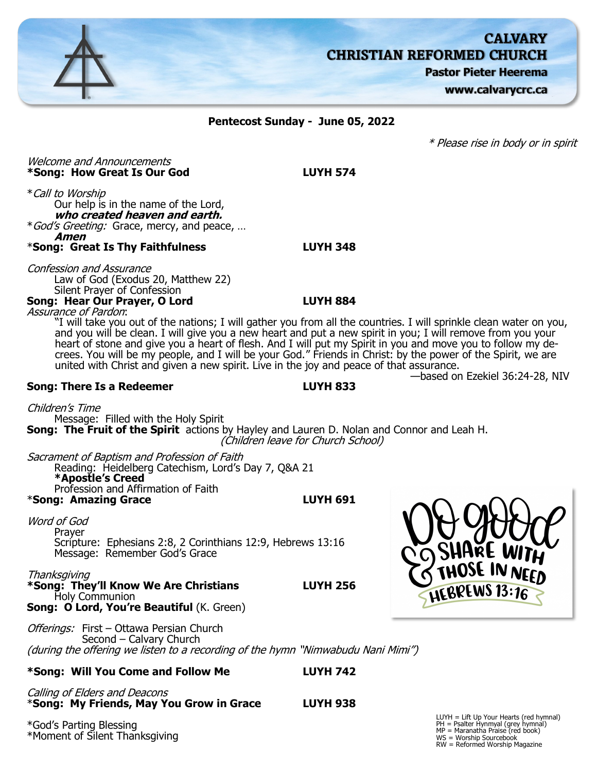# CALVARY CHRISTIAN REFORMED CHURCH

**Pastor Pieter Heerema**

**www.calvarycrc.ca**

**Pentecost Sunday - June 05, 2022**

*\* Please rise in body or in spirit*

*Welcome and Announcements*

**\*Song: How Great Is Our God** **LUYH 574**

\**Call to Worship*

Our help is in the name of the Lord,

***who created heaven and earth.***

\**God's Greeting:* Grace, mercy, and peace, …

***Amen***

\***Song: Great Is Thy Faithfulness** **LUYH 348**

*Confession and Assurance*

Law of God (Exodus 20, Matthew 22)

Silent Prayer of Confession

**Song: Hear Our Prayer, O Lord** **LUYH 884**

*Assurance of Pardon*:

"I will take you out of the nations; I will gather you from all the countries. I will sprinkle clean water on you, and you will be clean. I will give you a new heart and put a new spirit in you; I will remove from you your heart of stone and give you a heart of flesh. And I will put my Spirit in you and move you to follow my decrees. You will be my people, and I will be your God." Friends in Christ: by the power of the Spirit, we are united with Christ and given a new spirit. Live in the joy and peace of that assurance.

—based on Ezekiel 36:24-28, NIV

**Song: There Is a Redeemer** **LUYH 833**

*Children's Time*

Message: Filled with the Holy Spirit

**Song: The Fruit of the Spirit** actions by Hayley and Lauren D. Nolan and Connor and Leah H.

*(Children leave for Church School)*

*Sacrament of Baptism and Profession of Faith*

Reading: Heidelberg Catechism, Lord's Day 7, Q&A 21

**\*Apostle's Creed**

Profession and Affirmation of Faith

\***Song: Amazing Grace** **LUYH 691**

*Word of God*

Prayer

Scripture: Ephesians 2:8, 2 Corinthians 12:9, Hebrews 13:16

Message: Remember God's Grace

Do good & share with those in need — Hebrews 13:16

*Thanksgiving*

**\*Song: They'll Know We Are Christians** **LUYH 256**

Holy Communion

**Song: O Lord, You're Beautiful** (K. Green)

*Offerings:* First – Ottawa Persian Church

Second – Calvary Church

*(during the offering we listen to a recording of the hymn "Nimwabudu Nani Mimi")*

**\*Song: Will You Come and Follow Me** **LUYH 742**

*Calling of Elders and Deacons*

\***Song: My Friends, May You Grow in Grace** **LUYH 938**

\*God's Parting Blessing

\*Moment of Silent Thanksgiving

LUYH = Lift Up Your Hearts (red hymnal)
PH = Psalter Hynmyal (grey hymnal)
MP = Maranatha Praise (red book)
WS = Worship Sourcebook
RW = Reformed Worship Magazine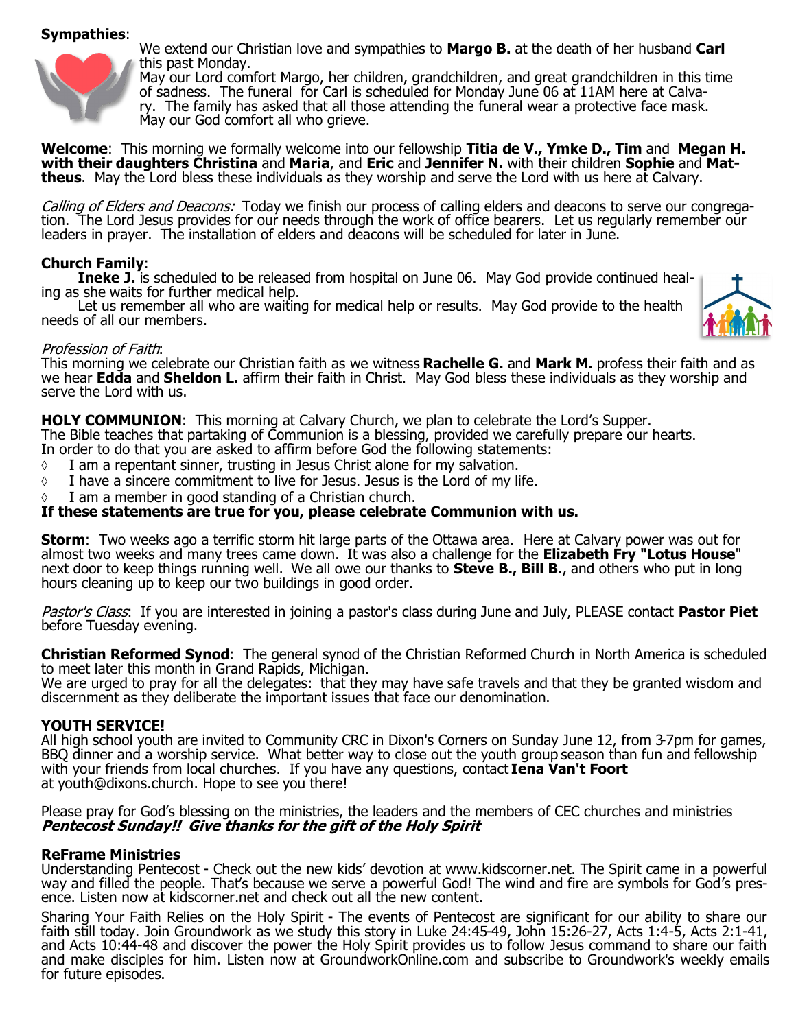**Sympathies**:

We extend our Christian love and sympathies to **Margo B.** at the death of her husband **Carl** this past Monday.
May our Lord comfort Margo, her children, grandchildren, and great grandchildren in this time of sadness. The funeral for Carl is scheduled for Monday June 06 at 11AM here at Calvary. The family has asked that all those attending the funeral wear a protective face mask.
May our God comfort all who grieve.

**Welcome**: This morning we formally welcome into our fellowship **Titia de V., Ymke D., Tim** and **Megan H. with their daughters Christina** and **Maria**, and **Eric** and **Jennifer N.** with their children **Sophie** and **Mattheus**. May the Lord bless these individuals as they worship and serve the Lord with us here at Calvary.

*Calling of Elders and Deacons:* Today we finish our process of calling elders and deacons to serve our congregation. The Lord Jesus provides for our needs through the work of office bearers. Let us regularly remember our leaders in prayer. The installation of elders and deacons will be scheduled for later in June.

**Church Family**:

**Ineke J.** is scheduled to be released from hospital on June 06. May God provide continued healing as she waits for further medical help.

Let us remember all who are waiting for medical help or results. May God provide to the health needs of all our members.

*Profession of Faith*:
This morning we celebrate our Christian faith as we witness **Rachelle G.** and **Mark M.** profess their faith and as we hear **Edda** and **Sheldon L.** affirm their faith in Christ. May God bless these individuals as they worship and serve the Lord with us.

**HOLY COMMUNION**: This morning at Calvary Church, we plan to celebrate the Lord's Supper.
The Bible teaches that partaking of Communion is a blessing, provided we carefully prepare our hearts.
In order to do that you are asked to affirm before God the following statements:

- I am a repentant sinner, trusting in Jesus Christ alone for my salvation.
- I have a sincere commitment to live for Jesus. Jesus is the Lord of my life.
- I am a member in good standing of a Christian church.

**If these statements are true for you, please celebrate Communion with us.**

**Storm**: Two weeks ago a terrific storm hit large parts of the Ottawa area. Here at Calvary power was out for almost two weeks and many trees came down. It was also a challenge for the **Elizabeth Fry "Lotus House"** next door to keep things running well. We all owe our thanks to **Steve B., Bill B.**, and others who put in long hours cleaning up to keep our two buildings in good order.

*Pastor's Class*: If you are interested in joining a pastor's class during June and July, PLEASE contact **Pastor Piet** before Tuesday evening.

**Christian Reformed Synod**: The general synod of the Christian Reformed Church in North America is scheduled to meet later this month in Grand Rapids, Michigan.
We are urged to pray for all the delegates: that they may have safe travels and that they be granted wisdom and discernment as they deliberate the important issues that face our denomination.

**YOUTH SERVICE!**
All high school youth are invited to Community CRC in Dixon's Corners on Sunday June 12, from 3-7pm for games, BBQ dinner and a worship service. What better way to close out the youth group season than fun and fellowship with your friends from local churches. If you have any questions, contact **Iena Van't Foort** at youth@dixons.church. Hope to see you there!

Please pray for God's blessing on the ministries, the leaders and the members of CEC churches and ministries
***Pentecost Sunday!! Give thanks for the gift of the Holy Spirit***

**ReFrame Ministries**
Understanding Pentecost - Check out the new kids' devotion at www.kidscorner.net. The Spirit came in a powerful way and filled the people. That's because we serve a powerful God! The wind and fire are symbols for God's presence. Listen now at kidscorner.net and check out all the new content.

Sharing Your Faith Relies on the Holy Spirit - The events of Pentecost are significant for our ability to share our faith still today. Join Groundwork as we study this story in Luke 24:45-49, John 15:26-27, Acts 1:4-5, Acts 2:1-41, and Acts 10:44-48 and discover the power the Holy Spirit provides us to follow Jesus command to share our faith and make disciples for him. Listen now at GroundworkOnline.com and subscribe to Groundwork's weekly emails for future episodes.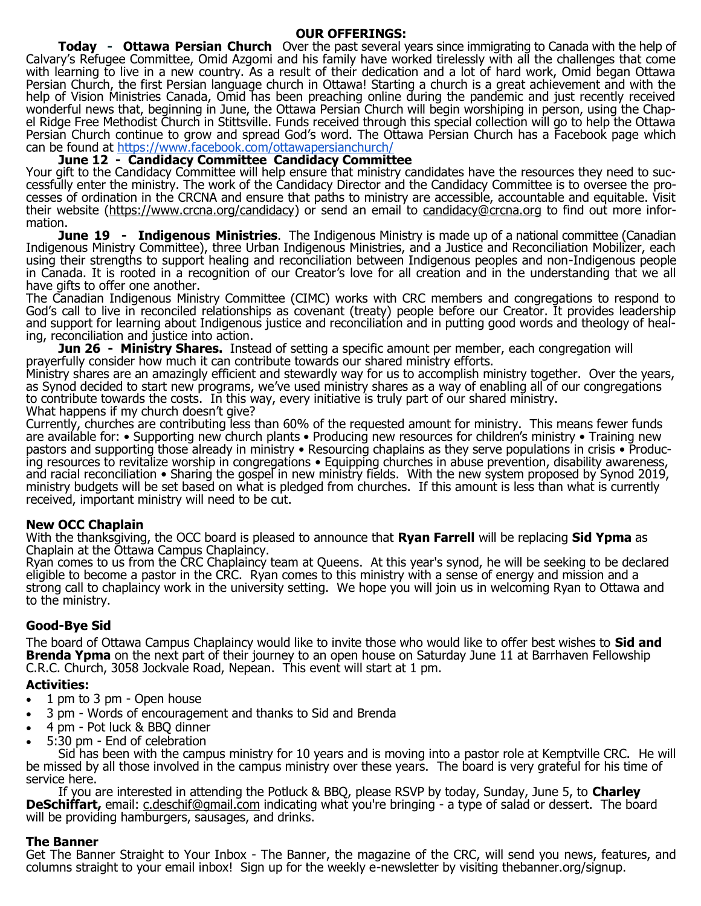## OUR OFFERINGS:

**Today - Ottawa Persian Church** Over the past several years since immigrating to Canada with the help of Calvary's Refugee Committee, Omid Azgomi and his family have worked tirelessly with all the challenges that come with learning to live in a new country. As a result of their dedication and a lot of hard work, Omid began Ottawa Persian Church, the first Persian language church in Ottawa! Starting a church is a great achievement and with the help of Vision Ministries Canada, Omid has been preaching online during the pandemic and just recently received wonderful news that, beginning in June, the Ottawa Persian Church will begin worshiping in person, using the Chapel Ridge Free Methodist Church in Stittsville. Funds received through this special collection will go to help the Ottawa Persian Church continue to grow and spread God's word. The Ottawa Persian Church has a Facebook page which can be found at https://www.facebook.com/ottawapersianchurch/

**June 12 - Candidacy Committee Candidacy Committee**
Your gift to the Candidacy Committee will help ensure that ministry candidates have the resources they need to successfully enter the ministry. The work of the Candidacy Director and the Candidacy Committee is to oversee the processes of ordination in the CRCNA and ensure that paths to ministry are accessible, accountable and equitable. Visit their website (https://www.crcna.org/candidacy) or send an email to candidacy@crcna.org to find out more information.

**June 19 - Indigenous Ministries**. The Indigenous Ministry is made up of a national committee (Canadian Indigenous Ministry Committee), three Urban Indigenous Ministries, and a Justice and Reconciliation Mobilizer, each using their strengths to support healing and reconciliation between Indigenous peoples and non-Indigenous people in Canada. It is rooted in a recognition of our Creator's love for all creation and in the understanding that we all have gifts to offer one another.
The Canadian Indigenous Ministry Committee (CIMC) works with CRC members and congregations to respond to God's call to live in reconciled relationships as covenant (treaty) people before our Creator. It provides leadership and support for learning about Indigenous justice and reconciliation and in putting good words and theology of healing, reconciliation and justice into action.

**Jun 26 - Ministry Shares.** Instead of setting a specific amount per member, each congregation will prayerfully consider how much it can contribute towards our shared ministry efforts.
Ministry shares are an amazingly efficient and stewardly way for us to accomplish ministry together. Over the years, as Synod decided to start new programs, we've used ministry shares as a way of enabling all of our congregations to contribute towards the costs. In this way, every initiative is truly part of our shared ministry.
What happens if my church doesn't give?
Currently, churches are contributing less than 60% of the requested amount for ministry. This means fewer funds are available for: • Supporting new church plants • Producing new resources for children's ministry • Training new pastors and supporting those already in ministry • Resourcing chaplains as they serve populations in crisis • Producing resources to revitalize worship in congregations • Equipping churches in abuse prevention, disability awareness, and racial reconciliation • Sharing the gospel in new ministry fields. With the new system proposed by Synod 2019, ministry budgets will be set based on what is pledged from churches. If this amount is less than what is currently received, important ministry will need to be cut.

### New OCC Chaplain

With the thanksgiving, the OCC board is pleased to announce that **Ryan Farrell** will be replacing **Sid Ypma** as Chaplain at the Ottawa Campus Chaplaincy.
Ryan comes to us from the CRC Chaplaincy team at Queens. At this year's synod, he will be seeking to be declared eligible to become a pastor in the CRC. Ryan comes to this ministry with a sense of energy and mission and a strong call to chaplaincy work in the university setting. We hope you will join us in welcoming Ryan to Ottawa and to the ministry.

### Good-Bye Sid

The board of Ottawa Campus Chaplaincy would like to invite those who would like to offer best wishes to **Sid and Brenda Ypma** on the next part of their journey to an open house on Saturday June 11 at Barrhaven Fellowship C.R.C. Church, 3058 Jockvale Road, Nepean. This event will start at 1 pm.

**Activities:**

- 1 pm to 3 pm - Open house
- 3 pm - Words of encouragement and thanks to Sid and Brenda
- 4 pm - Pot luck & BBQ dinner
- 5:30 pm - End of celebration

Sid has been with the campus ministry for 10 years and is moving into a pastor role at Kemptville CRC. He will be missed by all those involved in the campus ministry over these years. The board is very grateful for his time of service here.

If you are interested in attending the Potluck & BBQ, please RSVP by today, Sunday, June 5, to **Charley DeSchiffart,** email: c.deschif@gmail.com indicating what you're bringing - a type of salad or dessert. The board will be providing hamburgers, sausages, and drinks.

### The Banner

Get The Banner Straight to Your Inbox - The Banner, the magazine of the CRC, will send you news, features, and columns straight to your email inbox! Sign up for the weekly e-newsletter by visiting thebanner.org/signup.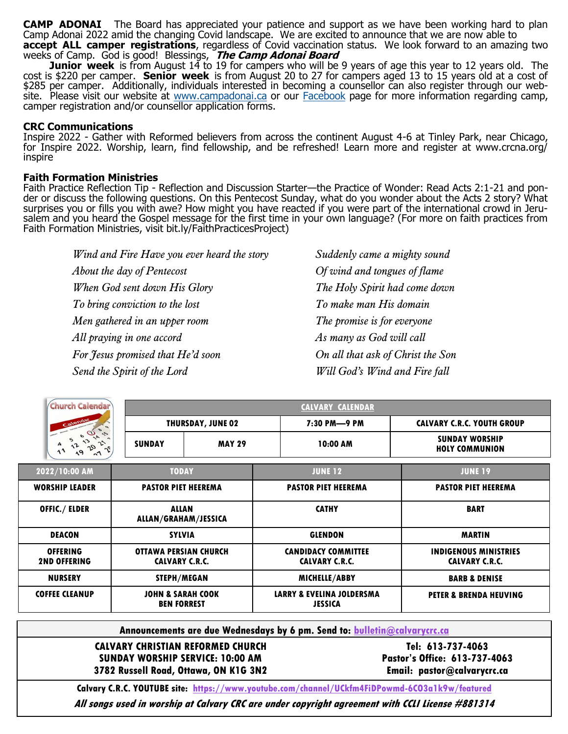**CAMP ADONAI** The Board has appreciated your patience and support as we have been working hard to plan Camp Adonai 2022 amid the changing Covid landscape. We are excited to announce that we are now able to **accept ALL camper registrations**, regardless of Covid vaccination status. We look forward to an amazing two weeks of Camp. God is good! Blessings, ***The Camp Adonai Board***

**Junior week** is from August 14 to 19 for campers who will be 9 years of age this year to 12 years old. The cost is $220 per camper. **Senior week** is from August 20 to 27 for campers aged 13 to 15 years old at a cost of $285 per camper. Additionally, individuals interested in becoming a counsellor can also register through our website. Please visit our website at www.campadonai.ca or our Facebook page for more information regarding camp, camper registration and/or counsellor application forms.

**CRC Communications**

Inspire 2022 - Gather with Reformed believers from across the continent August 4-6 at Tinley Park, near Chicago, for Inspire 2022. Worship, learn, find fellowship, and be refreshed! Learn more and register at www.crcna.org/inspire

**Faith Formation Ministries**

Faith Practice Reflection Tip - Reflection and Discussion Starter—the Practice of Wonder: Read Acts 2:1-21 and ponder or discuss the following questions. On this Pentecost Sunday, what do you wonder about the Acts 2 story? What surprises you or fills you with awe? How might you have reacted if you were part of the international crowd in Jerusalem and you heard the Gospel message for the first time in your own language? (For more on faith practices from Faith Formation Ministries, visit bit.ly/FaithPracticesProject)

*Wind and Fire Have you ever heard the story*
*About the day of Pentecost*
*When God sent down His Glory*
*To bring conviction to the lost*
*Men gathered in an upper room*
*All praying in one accord*
*For Jesus promised that He'd soon*
*Send the Spirit of the Lord*

*Suddenly came a mighty sound*
*Of wind and tongues of flame*
*The Holy Spirit had come down*
*To make man His domain*
*The promise is for everyone*
*As many as God will call*
*On all that ask of Christ the Son*
*Will God's Wind and Fire fall*

**CALVARY CALENDAR**

| | | | |
|---|---|---|---|
| THURSDAY, JUNE 02 | | 7:30 PM—9 PM | CALVARY C.R.C. YOUTH GROUP |
| SUNDAY | MAY 29 | 10:00 AM | SUNDAY WORSHIP HOLY COMMUNION |

| 2022/10:00 AM | TODAY | JUNE 12 | JUNE 19 |
|---|---|---|---|
| WORSHIP LEADER | PASTOR PIET HEEREMA | PASTOR PIET HEEREMA | PASTOR PIET HEEREMA |
| OFFIC./ ELDER | ALLAN ALLAN/GRAHAM/JESSICA | CATHY | BART |
| DEACON | SYLVIA | GLENDON | MARTIN |
| OFFERING 2ND OFFERING | OTTAWA PERSIAN CHURCH CALVARY C.R.C. | CANDIDACY COMMITTEE CALVARY C.R.C. | INDIGENOUS MINISTRIES CALVARY C.R.C. |
| NURSERY | STEPH/MEGAN | MICHELLE/ABBY | BARB & DENISE |
| COFFEE CLEANUP | JOHN & SARAH COOK BEN FORREST | LARRY & EVELINA JOLDERSMA JESSICA | PETER & BRENDA HEUVING |

**Announcements are due Wednesdays by 6 pm. Send to: bulletin@calvarycrc.ca**

**CALVARY CHRISTIAN REFORMED CHURCH**
**SUNDAY WORSHIP SERVICE: 10:00 AM**
**3782 Russell Road, Ottawa, ON K1G 3N2**

**Tel: 613-737-4063**
**Pastor's Office: 613-737-4063**
**Email: pastor@calvarycrc.ca**

**Calvary C.R.C. YOUTUBE site: https://www.youtube.com/channel/UCkfm4FiDPowmd-6CO3a1k9w/featured**

***All songs used in worship at Calvary CRC are under copyright agreement with CCLI License #881314***